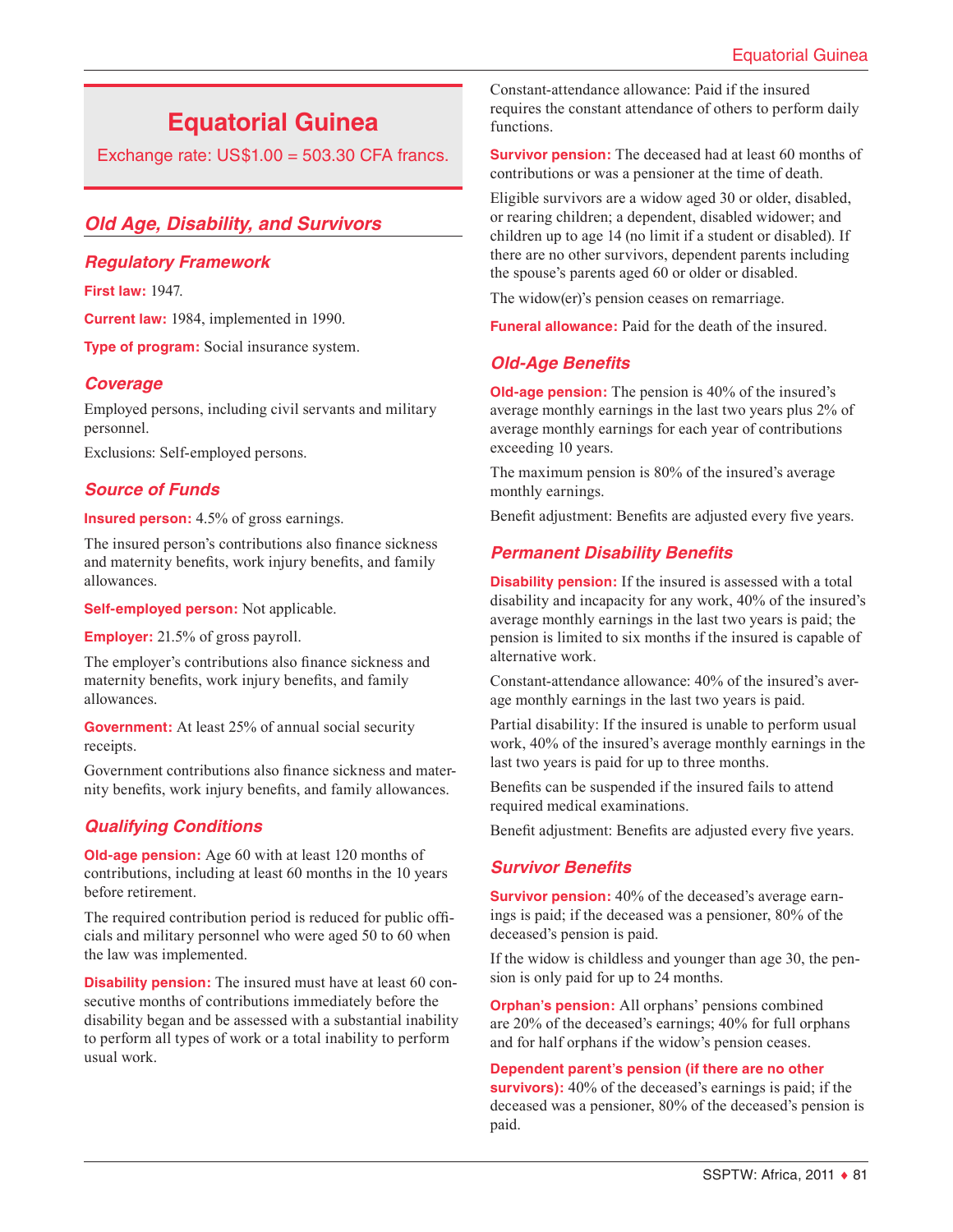# Equatorial Guinea

Exchange rate: US$1.00 = 503.30 CFA francs.

## Old Age, Disability, and Survivors

### Regulatory Framework

**First law:** 1947.

**Current law:** 1984, implemented in 1990.

**Type of program:** Social insurance system.

### Coverage

Employed persons, including civil servants and military personnel.

Exclusions: Self-employed persons.

### Source of Funds

**Insured person:** 4.5% of gross earnings.

The insured person's contributions also finance sickness and maternity benefits, work injury benefits, and family allowances.

**Self-employed person:** Not applicable.

**Employer:** 21.5% of gross payroll.

The employer's contributions also finance sickness and maternity benefits, work injury benefits, and family allowances.

**Government:** At least 25% of annual social security receipts.

Government contributions also finance sickness and maternity benefits, work injury benefits, and family allowances.

### Qualifying Conditions

**Old-age pension:** Age 60 with at least 120 months of contributions, including at least 60 months in the 10 years before retirement.

The required contribution period is reduced for public officials and military personnel who were aged 50 to 60 when the law was implemented.

**Disability pension:** The insured must have at least 60 consecutive months of contributions immediately before the disability began and be assessed with a substantial inability to perform all types of work or a total inability to perform usual work.

Constant-attendance allowance: Paid if the insured requires the constant attendance of others to perform daily functions.

**Survivor pension:** The deceased had at least 60 months of contributions or was a pensioner at the time of death.

Eligible survivors are a widow aged 30 or older, disabled, or rearing children; a dependent, disabled widower; and children up to age 14 (no limit if a student or disabled). If there are no other survivors, dependent parents including the spouse's parents aged 60 or older or disabled.

The widow(er)'s pension ceases on remarriage.

**Funeral allowance:** Paid for the death of the insured.

### Old-Age Benefits

**Old-age pension:** The pension is 40% of the insured's average monthly earnings in the last two years plus 2% of average monthly earnings for each year of contributions exceeding 10 years.

The maximum pension is 80% of the insured's average monthly earnings.

Benefit adjustment: Benefits are adjusted every five years.

### Permanent Disability Benefits

**Disability pension:** If the insured is assessed with a total disability and incapacity for any work, 40% of the insured's average monthly earnings in the last two years is paid; the pension is limited to six months if the insured is capable of alternative work.

Constant-attendance allowance: 40% of the insured's average monthly earnings in the last two years is paid.

Partial disability: If the insured is unable to perform usual work, 40% of the insured's average monthly earnings in the last two years is paid for up to three months.

Benefits can be suspended if the insured fails to attend required medical examinations.

Benefit adjustment: Benefits are adjusted every five years.

### Survivor Benefits

**Survivor pension:** 40% of the deceased's average earnings is paid; if the deceased was a pensioner, 80% of the deceased's pension is paid.

If the widow is childless and younger than age 30, the pension is only paid for up to 24 months.

**Orphan's pension:** All orphans' pensions combined are 20% of the deceased's earnings; 40% for full orphans and for half orphans if the widow's pension ceases.

**Dependent parent's pension (if there are no other survivors):** 40% of the deceased's earnings is paid; if the deceased was a pensioner, 80% of the deceased's pension is paid.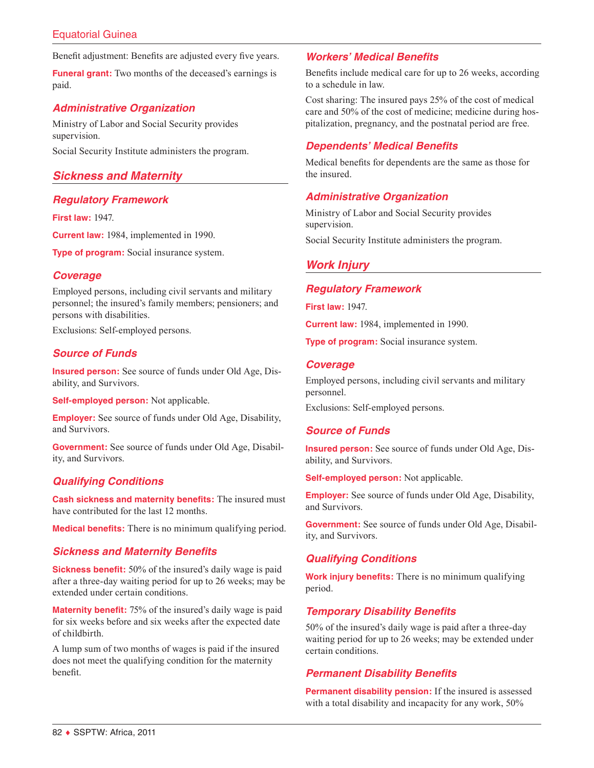Benefit adjustment: Benefits are adjusted every five years.

**Funeral grant:** Two months of the deceased's earnings is paid.

### Administrative Organization

Ministry of Labor and Social Security provides supervision.

Social Security Institute administers the program.

## Sickness and Maternity

### Regulatory Framework

**First law:** 1947.

**Current law:** 1984, implemented in 1990.

**Type of program:** Social insurance system.

### Coverage

Employed persons, including civil servants and military personnel; the insured's family members; pensioners; and persons with disabilities.

Exclusions: Self-employed persons.

### Source of Funds

**Insured person:** See source of funds under Old Age, Disability, and Survivors.

**Self-employed person:** Not applicable.

**Employer:** See source of funds under Old Age, Disability, and Survivors.

**Government:** See source of funds under Old Age, Disability, and Survivors.

### Qualifying Conditions

**Cash sickness and maternity benefits:** The insured must have contributed for the last 12 months.

**Medical benefits:** There is no minimum qualifying period.

### Sickness and Maternity Benefits

**Sickness benefit:** 50% of the insured's daily wage is paid after a three-day waiting period for up to 26 weeks; may be extended under certain conditions.

**Maternity benefit:** 75% of the insured's daily wage is paid for six weeks before and six weeks after the expected date of childbirth.

A lump sum of two months of wages is paid if the insured does not meet the qualifying condition for the maternity benefit.

### Workers' Medical Benefits

Benefits include medical care for up to 26 weeks, according to a schedule in law.

Cost sharing: The insured pays 25% of the cost of medical care and 50% of the cost of medicine; medicine during hospitalization, pregnancy, and the postnatal period are free.

### Dependents' Medical Benefits

Medical benefits for dependents are the same as those for the insured.

### Administrative Organization

Ministry of Labor and Social Security provides supervision.

Social Security Institute administers the program.

## Work Injury

### Regulatory Framework

**First law:** 1947.

**Current law:** 1984, implemented in 1990.

**Type of program:** Social insurance system.

### Coverage

Employed persons, including civil servants and military personnel.

Exclusions: Self-employed persons.

### Source of Funds

**Insured person:** See source of funds under Old Age, Disability, and Survivors.

**Self-employed person:** Not applicable.

**Employer:** See source of funds under Old Age, Disability, and Survivors.

**Government:** See source of funds under Old Age, Disability, and Survivors.

### Qualifying Conditions

**Work injury benefits:** There is no minimum qualifying period.

### Temporary Disability Benefits

50% of the insured's daily wage is paid after a three-day waiting period for up to 26 weeks; may be extended under certain conditions.

### Permanent Disability Benefits

**Permanent disability pension:** If the insured is assessed with a total disability and incapacity for any work, 50%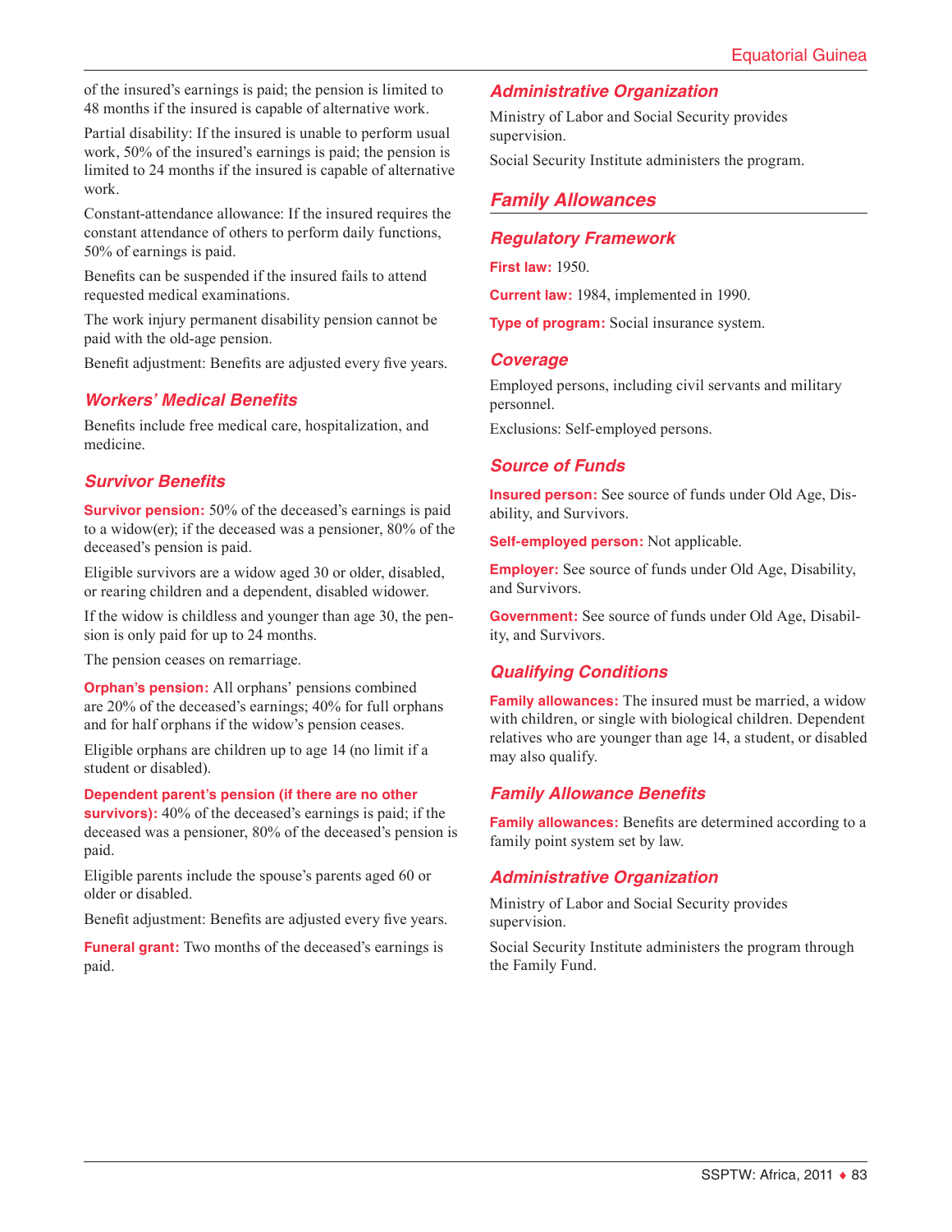of the insured's earnings is paid; the pension is limited to 48 months if the insured is capable of alternative work.

Partial disability: If the insured is unable to perform usual work, 50% of the insured's earnings is paid; the pension is limited to 24 months if the insured is capable of alternative work.

Constant-attendance allowance: If the insured requires the constant attendance of others to perform daily functions, 50% of earnings is paid.

Benefits can be suspended if the insured fails to attend requested medical examinations.

The work injury permanent disability pension cannot be paid with the old-age pension.

Benefit adjustment: Benefits are adjusted every five years.

### Workers' Medical Benefits

Benefits include free medical care, hospitalization, and medicine.

### Survivor Benefits

**Survivor pension:** 50% of the deceased's earnings is paid to a widow(er); if the deceased was a pensioner, 80% of the deceased's pension is paid.

Eligible survivors are a widow aged 30 or older, disabled, or rearing children and a dependent, disabled widower.

If the widow is childless and younger than age 30, the pension is only paid for up to 24 months.

The pension ceases on remarriage.

**Orphan's pension:** All orphans' pensions combined are 20% of the deceased's earnings; 40% for full orphans and for half orphans if the widow's pension ceases.

Eligible orphans are children up to age 14 (no limit if a student or disabled).

**Dependent parent's pension (if there are no other survivors):** 40% of the deceased's earnings is paid; if the deceased was a pensioner, 80% of the deceased's pension is paid.

Eligible parents include the spouse's parents aged 60 or older or disabled.

Benefit adjustment: Benefits are adjusted every five years.

**Funeral grant:** Two months of the deceased's earnings is paid.

### Administrative Organization

Ministry of Labor and Social Security provides supervision.

Social Security Institute administers the program.

## Family Allowances

### Regulatory Framework

**First law:** 1950.

**Current law:** 1984, implemented in 1990.

**Type of program:** Social insurance system.

### Coverage

Employed persons, including civil servants and military personnel.

Exclusions: Self-employed persons.

### Source of Funds

**Insured person:** See source of funds under Old Age, Disability, and Survivors.

**Self-employed person:** Not applicable.

**Employer:** See source of funds under Old Age, Disability, and Survivors.

**Government:** See source of funds under Old Age, Disability, and Survivors.

### Qualifying Conditions

**Family allowances:** The insured must be married, a widow with children, or single with biological children. Dependent relatives who are younger than age 14, a student, or disabled may also qualify.

### Family Allowance Benefits

**Family allowances:** Benefits are determined according to a family point system set by law.

### Administrative Organization

Ministry of Labor and Social Security provides supervision.

Social Security Institute administers the program through the Family Fund.